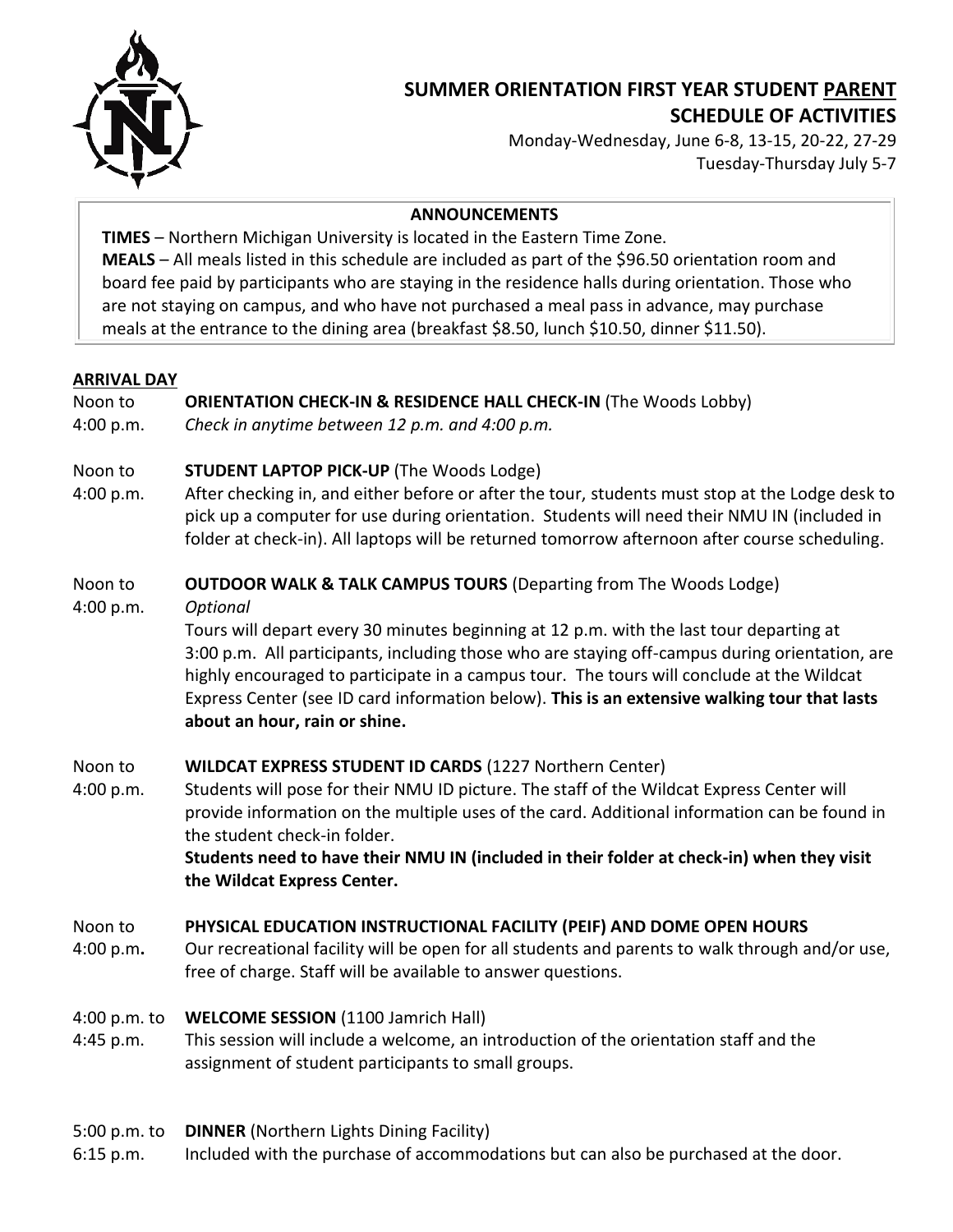# SUMMER ORIENTATION FIRST YEAR STUDENT PARENT SCHEDULE OF ACTIVITIES

Monday-Wednesday, June 6-8, 13-15, 20-22, 27-29
Tuesday-Thursday July 5-7

**ANNOUNCEMENTS**

**TIMES** – Northern Michigan University is located in the Eastern Time Zone.
**MEALS** – All meals listed in this schedule are included as part of the $96.50 orientation room and board fee paid by participants who are staying in the residence halls during orientation. Those who are not staying on campus, and who have not purchased a meal pass in advance, may purchase meals at the entrance to the dining area (breakfast $8.50, lunch $10.50, dinner $11.50).

## ARRIVAL DAY

**Noon to 4:00 p.m.** — **ORIENTATION CHECK-IN & RESIDENCE HALL CHECK-IN** (The Woods Lobby)
*Check in anytime between 12 p.m. and 4:00 p.m.*

**Noon to 4:00 p.m.** — **STUDENT LAPTOP PICK-UP** (The Woods Lodge)
After checking in, and either before or after the tour, students must stop at the Lodge desk to pick up a computer for use during orientation. Students will need their NMU IN (included in folder at check-in). All laptops will be returned tomorrow afternoon after course scheduling.

**Noon to 4:00 p.m.** — **OUTDOOR WALK & TALK CAMPUS TOURS** (Departing from The Woods Lodge)
*Optional*
Tours will depart every 30 minutes beginning at 12 p.m. with the last tour departing at 3:00 p.m. All participants, including those who are staying off-campus during orientation, are highly encouraged to participate in a campus tour. The tours will conclude at the Wildcat Express Center (see ID card information below). **This is an extensive walking tour that lasts about an hour, rain or shine.**

**Noon to 4:00 p.m.** — **WILDCAT EXPRESS STUDENT ID CARDS** (1227 Northern Center)
Students will pose for their NMU ID picture. The staff of the Wildcat Express Center will provide information on the multiple uses of the card. Additional information can be found in the student check-in folder.
**Students need to have their NMU IN (included in their folder at check-in) when they visit the Wildcat Express Center.**

**Noon to 4:00 p.m.** — **PHYSICAL EDUCATION INSTRUCTIONAL FACILITY (PEIF) AND DOME OPEN HOURS**
Our recreational facility will be open for all students and parents to walk through and/or use, free of charge. Staff will be available to answer questions.

**4:00 p.m. to 4:45 p.m.** — **WELCOME SESSION** (1100 Jamrich Hall)
This session will include a welcome, an introduction of the orientation staff and the assignment of student participants to small groups.

**5:00 p.m. to 6:15 p.m.** — **DINNER** (Northern Lights Dining Facility)
Included with the purchase of accommodations but can also be purchased at the door.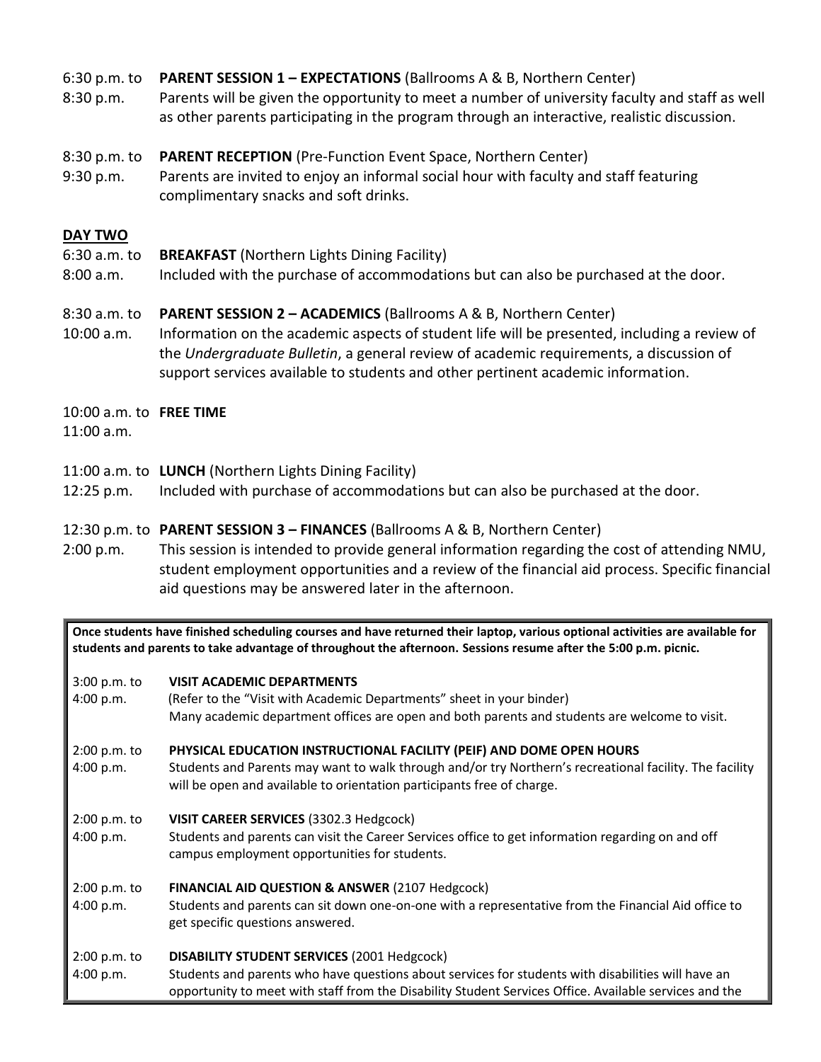6:30 p.m. to 8:30 p.m. **PARENT SESSION 1 – EXPECTATIONS** (Ballrooms A & B, Northern Center)
Parents will be given the opportunity to meet a number of university faculty and staff as well as other parents participating in the program through an interactive, realistic discussion.

8:30 p.m. to 9:30 p.m. **PARENT RECEPTION** (Pre-Function Event Space, Northern Center)
Parents are invited to enjoy an informal social hour with faculty and staff featuring complimentary snacks and soft drinks.

**DAY TWO**

6:30 a.m. to 8:00 a.m. **BREAKFAST** (Northern Lights Dining Facility)
Included with the purchase of accommodations but can also be purchased at the door.

8:30 a.m. to 10:00 a.m. **PARENT SESSION 2 – ACADEMICS** (Ballrooms A & B, Northern Center)
Information on the academic aspects of student life will be presented, including a review of the *Undergraduate Bulletin*, a general review of academic requirements, a discussion of support services available to students and other pertinent academic information.

10:00 a.m. to 11:00 a.m. **FREE TIME**

11:00 a.m. to 12:25 p.m. **LUNCH** (Northern Lights Dining Facility)
Included with purchase of accommodations but can also be purchased at the door.

12:30 p.m. to 2:00 p.m. **PARENT SESSION 3 – FINANCES** (Ballrooms A & B, Northern Center)
This session is intended to provide general information regarding the cost of attending NMU, student employment opportunities and a review of the financial aid process. Specific financial aid questions may be answered later in the afternoon.

**Once students have finished scheduling courses and have returned their laptop, various optional activities are available for students and parents to take advantage of throughout the afternoon. Sessions resume after the 5:00 p.m. picnic.**

3:00 p.m. to 4:00 p.m. **VISIT ACADEMIC DEPARTMENTS**
(Refer to the "Visit with Academic Departments" sheet in your binder)
Many academic department offices are open and both parents and students are welcome to visit.

2:00 p.m. to 4:00 p.m. **PHYSICAL EDUCATION INSTRUCTIONAL FACILITY (PEIF) AND DOME OPEN HOURS**
Students and Parents may want to walk through and/or try Northern's recreational facility. The facility will be open and available to orientation participants free of charge.

2:00 p.m. to 4:00 p.m. **VISIT CAREER SERVICES** (3302.3 Hedgcock)
Students and parents can visit the Career Services office to get information regarding on and off campus employment opportunities for students.

2:00 p.m. to 4:00 p.m. **FINANCIAL AID QUESTION & ANSWER** (2107 Hedgcock)
Students and parents can sit down one-on-one with a representative from the Financial Aid office to get specific questions answered.

2:00 p.m. to 4:00 p.m. **DISABILITY STUDENT SERVICES** (2001 Hedgcock)
Students and parents who have questions about services for students with disabilities will have an opportunity to meet with staff from the Disability Student Services Office. Available services and the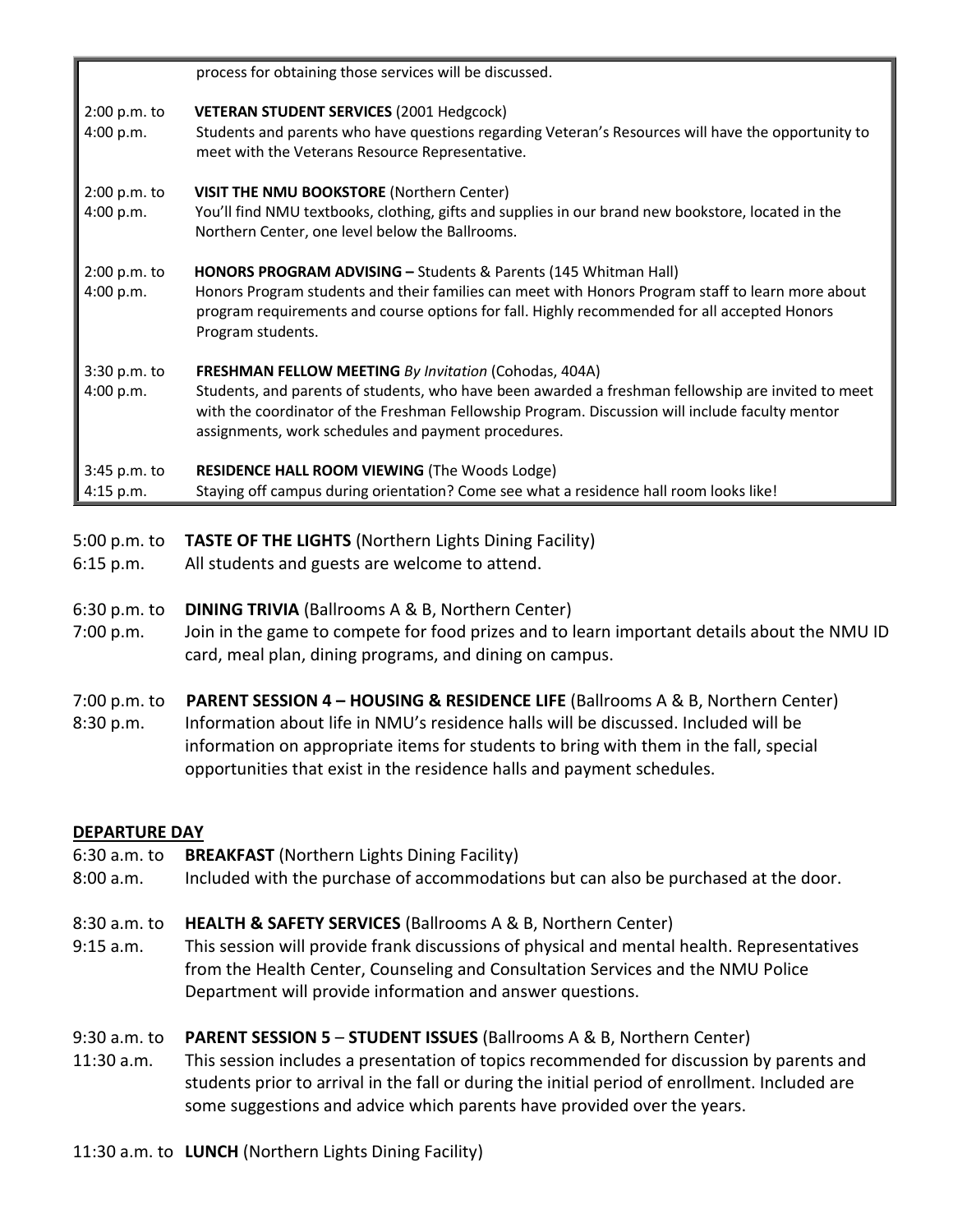| | |
|---|---|
| | process for obtaining those services will be discussed. |
| 2:00 p.m. to 4:00 p.m. | **VETERAN STUDENT SERVICES** (2001 Hedgcock)<br>Students and parents who have questions regarding Veteran's Resources will have the opportunity to meet with the Veterans Resource Representative. |
| 2:00 p.m. to 4:00 p.m. | **VISIT THE NMU BOOKSTORE** (Northern Center)<br>You'll find NMU textbooks, clothing, gifts and supplies in our brand new bookstore, located in the Northern Center, one level below the Ballrooms. |
| 2:00 p.m. to 4:00 p.m. | **HONORS PROGRAM ADVISING –** Students & Parents (145 Whitman Hall)<br>Honors Program students and their families can meet with Honors Program staff to learn more about program requirements and course options for fall. Highly recommended for all accepted Honors Program students. |
| 3:30 p.m. to 4:00 p.m. | **FRESHMAN FELLOW MEETING** *By Invitation* (Cohodas, 404A)<br>Students, and parents of students, who have been awarded a freshman fellowship are invited to meet with the coordinator of the Freshman Fellowship Program. Discussion will include faculty mentor assignments, work schedules and payment procedures. |
| 3:45 p.m. to 4:15 p.m. | **RESIDENCE HALL ROOM VIEWING** (The Woods Lodge)<br>Staying off campus during orientation? Come see what a residence hall room looks like! |

5:00 p.m. to 6:15 p.m. — **TASTE OF THE LIGHTS** (Northern Lights Dining Facility)
All students and guests are welcome to attend.

6:30 p.m. to 7:00 p.m. — **DINING TRIVIA** (Ballrooms A & B, Northern Center)
Join in the game to compete for food prizes and to learn important details about the NMU ID card, meal plan, dining programs, and dining on campus.

7:00 p.m. to 8:30 p.m. — **PARENT SESSION 4 – HOUSING & RESIDENCE LIFE** (Ballrooms A & B, Northern Center)
Information about life in NMU's residence halls will be discussed. Included will be information on appropriate items for students to bring with them in the fall, special opportunities that exist in the residence halls and payment schedules.

## DEPARTURE DAY

6:30 a.m. to 8:00 a.m. — **BREAKFAST** (Northern Lights Dining Facility)
Included with the purchase of accommodations but can also be purchased at the door.

8:30 a.m. to 9:15 a.m. — **HEALTH & SAFETY SERVICES** (Ballrooms A & B, Northern Center)
This session will provide frank discussions of physical and mental health. Representatives from the Health Center, Counseling and Consultation Services and the NMU Police Department will provide information and answer questions.

9:30 a.m. to 11:30 a.m. — **PARENT SESSION 5** – **STUDENT ISSUES** (Ballrooms A & B, Northern Center)
This session includes a presentation of topics recommended for discussion by parents and students prior to arrival in the fall or during the initial period of enrollment. Included are some suggestions and advice which parents have provided over the years.

11:30 a.m. to **LUNCH** (Northern Lights Dining Facility)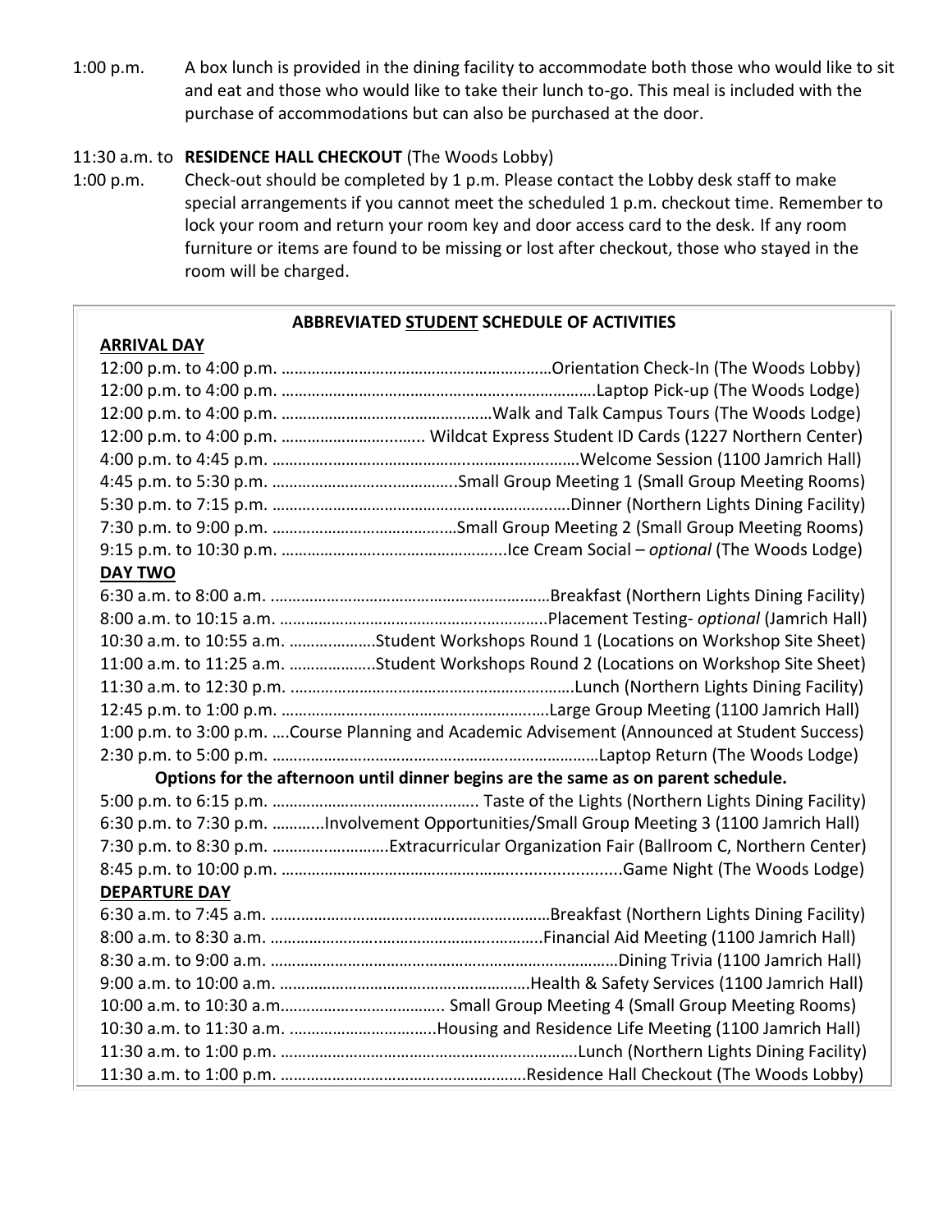1:00 p.m. A box lunch is provided in the dining facility to accommodate both those who would like to sit and eat and those who would like to take their lunch to-go. This meal is included with the purchase of accommodations but can also be purchased at the door.

11:30 a.m. to 1:00 p.m. **RESIDENCE HALL CHECKOUT** (The Woods Lobby)
Check-out should be completed by 1 p.m. Please contact the Lobby desk staff to make special arrangements if you cannot meet the scheduled 1 p.m. checkout time. Remember to lock your room and return your room key and door access card to the desk. If any room furniture or items are found to be missing or lost after checkout, those who stayed in the room will be charged.

**ABBREVIATED STUDENT SCHEDULE OF ACTIVITIES**

**ARRIVAL DAY**

12:00 p.m. to 4:00 p.m. ……Orientation Check-In (The Woods Lobby)
12:00 p.m. to 4:00 p.m. ……Laptop Pick-up (The Woods Lodge)
12:00 p.m. to 4:00 p.m. ……Walk and Talk Campus Tours (The Woods Lodge)
12:00 p.m. to 4:00 p.m. …… Wildcat Express Student ID Cards (1227 Northern Center)
4:00 p.m. to 4:45 p.m. ……Welcome Session (1100 Jamrich Hall)
4:45 p.m. to 5:30 p.m. ……Small Group Meeting 1 (Small Group Meeting Rooms)
5:30 p.m. to 7:15 p.m. ……Dinner (Northern Lights Dining Facility)
7:30 p.m. to 9:00 p.m. ……Small Group Meeting 2 (Small Group Meeting Rooms)
9:15 p.m. to 10:30 p.m. ……Ice Cream Social – *optional* (The Woods Lodge)

**DAY TWO**

6:30 a.m. to 8:00 a.m. ……Breakfast (Northern Lights Dining Facility)
8:00 a.m. to 10:15 a.m. ……Placement Testing- *optional* (Jamrich Hall)
10:30 a.m. to 10:55 a.m. ……Student Workshops Round 1 (Locations on Workshop Site Sheet)
11:00 a.m. to 11:25 a.m. ……Student Workshops Round 2 (Locations on Workshop Site Sheet)
11:30 a.m. to 12:30 p.m. ……Lunch (Northern Lights Dining Facility)
12:45 p.m. to 1:00 p.m. ……Large Group Meeting (1100 Jamrich Hall)
1:00 p.m. to 3:00 p.m. ….Course Planning and Academic Advisement (Announced at Student Success)
2:30 p.m. to 5:00 p.m. ……Laptop Return (The Woods Lodge)

**Options for the afternoon until dinner begins are the same as on parent schedule.**

5:00 p.m. to 6:15 p.m. …… Taste of the Lights (Northern Lights Dining Facility)
6:30 p.m. to 7:30 p.m. ……Involvement Opportunities/Small Group Meeting 3 (1100 Jamrich Hall)
7:30 p.m. to 8:30 p.m. ……Extracurricular Organization Fair (Ballroom C, Northern Center)
8:45 p.m. to 10:00 p.m. ……Game Night (The Woods Lodge)

**DEPARTURE DAY**

6:30 a.m. to 7:45 a.m. ……Breakfast (Northern Lights Dining Facility)
8:00 a.m. to 8:30 a.m. ……Financial Aid Meeting (1100 Jamrich Hall)
8:30 a.m. to 9:00 a.m. ……Dining Trivia (1100 Jamrich Hall)
9:00 a.m. to 10:00 a.m. ……Health & Safety Services (1100 Jamrich Hall)
10:00 a.m. to 10:30 a.m…… Small Group Meeting 4 (Small Group Meeting Rooms)
10:30 a.m. to 11:30 a.m. ……Housing and Residence Life Meeting (1100 Jamrich Hall)
11:30 a.m. to 1:00 p.m. ……Lunch (Northern Lights Dining Facility)
11:30 a.m. to 1:00 p.m. ……Residence Hall Checkout (The Woods Lobby)